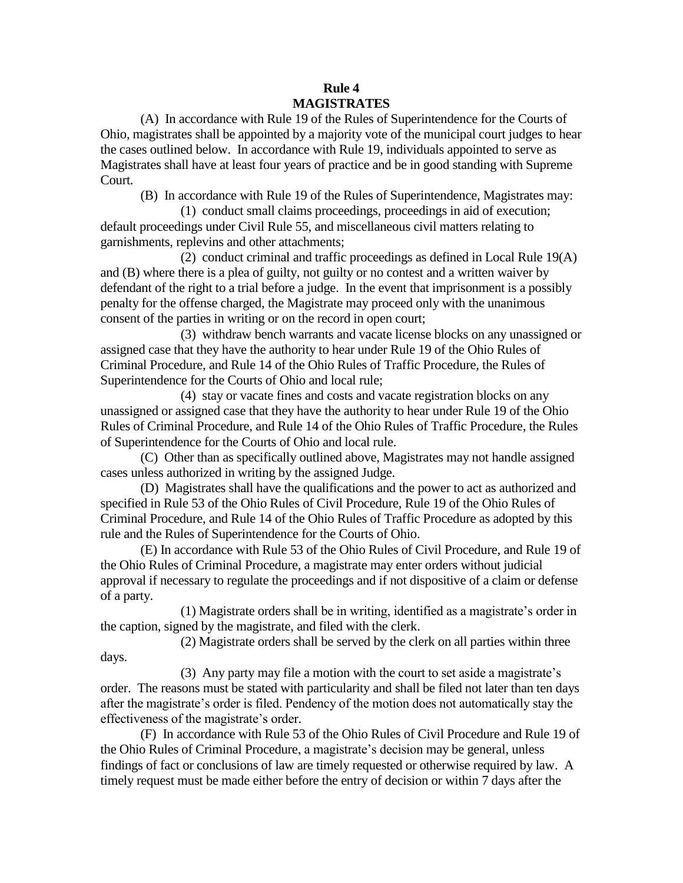# Rule 4
## MAGISTRATES

(A) In accordance with Rule 19 of the Rules of Superintendence for the Courts of Ohio, magistrates shall be appointed by a majority vote of the municipal court judges to hear the cases outlined below. In accordance with Rule 19, individuals appointed to serve as Magistrates shall have at least four years of practice and be in good standing with Supreme Court.

(B) In accordance with Rule 19 of the Rules of Superintendence, Magistrates may:

(1) conduct small claims proceedings, proceedings in aid of execution; default proceedings under Civil Rule 55, and miscellaneous civil matters relating to garnishments, replevins and other attachments;

(2) conduct criminal and traffic proceedings as defined in Local Rule 19(A) and (B) where there is a plea of guilty, not guilty or no contest and a written waiver by defendant of the right to a trial before a judge. In the event that imprisonment is a possibly penalty for the offense charged, the Magistrate may proceed only with the unanimous consent of the parties in writing or on the record in open court;

(3) withdraw bench warrants and vacate license blocks on any unassigned or assigned case that they have the authority to hear under Rule 19 of the Ohio Rules of Criminal Procedure, and Rule 14 of the Ohio Rules of Traffic Procedure, the Rules of Superintendence for the Courts of Ohio and local rule;

(4) stay or vacate fines and costs and vacate registration blocks on any unassigned or assigned case that they have the authority to hear under Rule 19 of the Ohio Rules of Criminal Procedure, and Rule 14 of the Ohio Rules of Traffic Procedure, the Rules of Superintendence for the Courts of Ohio and local rule.

(C) Other than as specifically outlined above, Magistrates may not handle assigned cases unless authorized in writing by the assigned Judge.

(D) Magistrates shall have the qualifications and the power to act as authorized and specified in Rule 53 of the Ohio Rules of Civil Procedure, Rule 19 of the Ohio Rules of Criminal Procedure, and Rule 14 of the Ohio Rules of Traffic Procedure as adopted by this rule and the Rules of Superintendence for the Courts of Ohio.

(E) In accordance with Rule 53 of the Ohio Rules of Civil Procedure, and Rule 19 of the Ohio Rules of Criminal Procedure, a magistrate may enter orders without judicial approval if necessary to regulate the proceedings and if not dispositive of a claim or defense of a party.

(1) Magistrate orders shall be in writing, identified as a magistrate's order in the caption, signed by the magistrate, and filed with the clerk.

(2) Magistrate orders shall be served by the clerk on all parties within three days.

(3) Any party may file a motion with the court to set aside a magistrate's order. The reasons must be stated with particularity and shall be filed not later than ten days after the magistrate's order is filed. Pendency of the motion does not automatically stay the effectiveness of the magistrate's order.

(F) In accordance with Rule 53 of the Ohio Rules of Civil Procedure and Rule 19 of the Ohio Rules of Criminal Procedure, a magistrate's decision may be general, unless findings of fact or conclusions of law are timely requested or otherwise required by law. A timely request must be made either before the entry of decision or within 7 days after the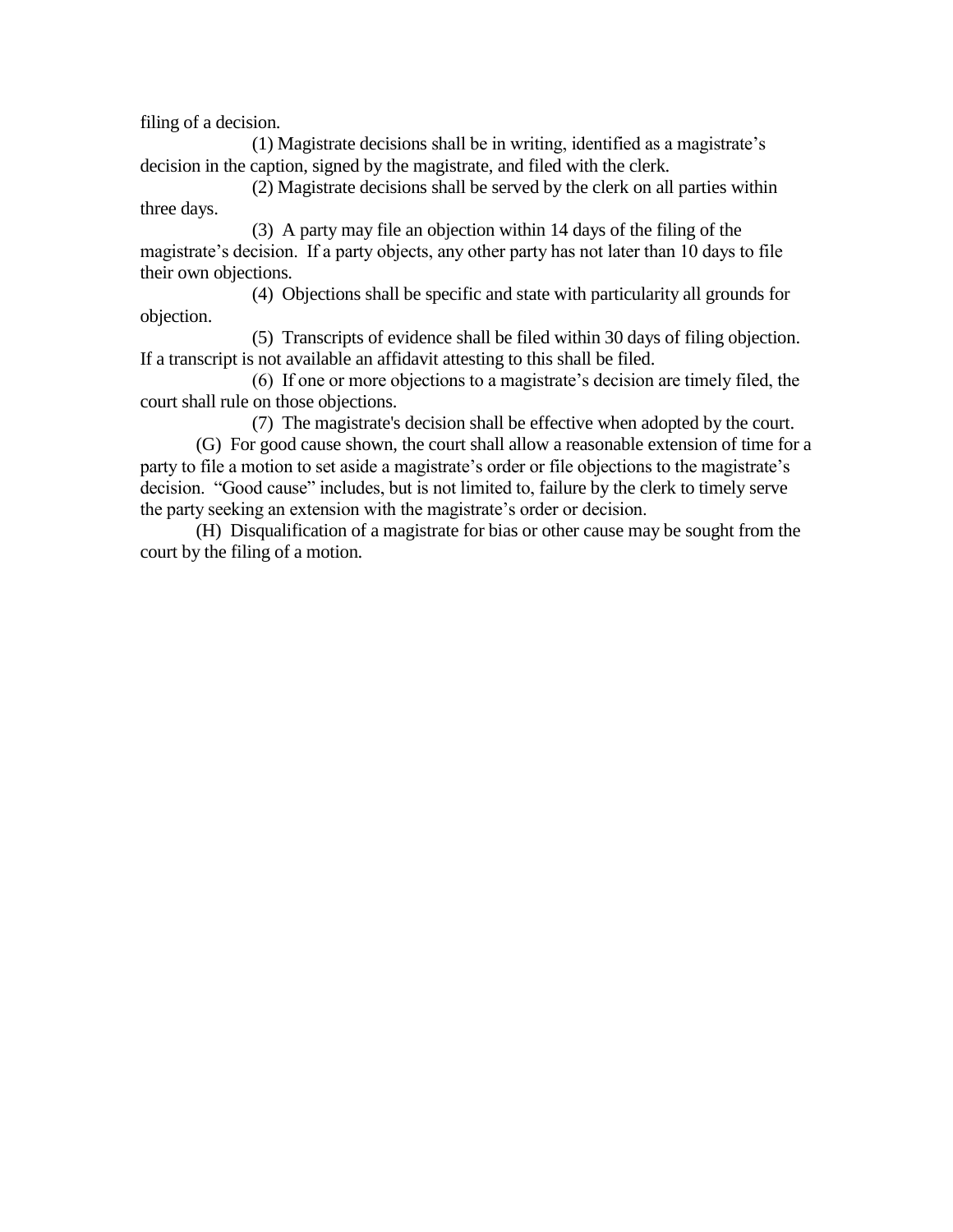filing of a decision.

(1) Magistrate decisions shall be in writing, identified as a magistrate's decision in the caption, signed by the magistrate, and filed with the clerk.

(2) Magistrate decisions shall be served by the clerk on all parties within three days.

(3) A party may file an objection within 14 days of the filing of the magistrate's decision. If a party objects, any other party has not later than 10 days to file their own objections.

(4) Objections shall be specific and state with particularity all grounds for objection.

(5) Transcripts of evidence shall be filed within 30 days of filing objection. If a transcript is not available an affidavit attesting to this shall be filed.

(6) If one or more objections to a magistrate's decision are timely filed, the court shall rule on those objections.

(7) The magistrate's decision shall be effective when adopted by the court.

(G) For good cause shown, the court shall allow a reasonable extension of time for a party to file a motion to set aside a magistrate's order or file objections to the magistrate's decision. "Good cause" includes, but is not limited to, failure by the clerk to timely serve the party seeking an extension with the magistrate's order or decision.

(H) Disqualification of a magistrate for bias or other cause may be sought from the court by the filing of a motion.